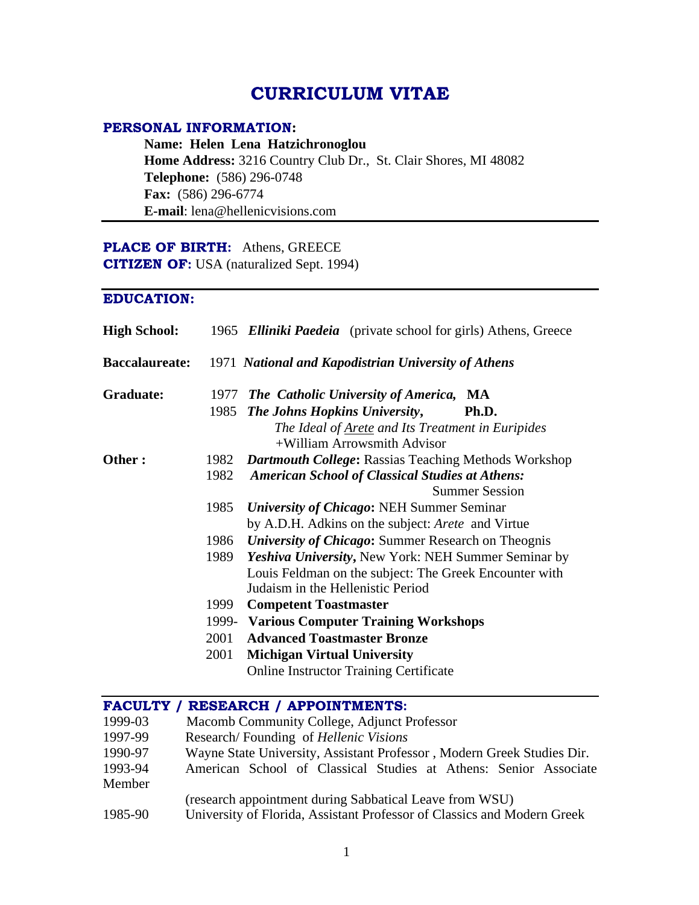# CURRICULUM VITAE

## PERSONAL INFORMATION:

**Name: Helen Lena Hatzichronoglou**
**Home Address:** 3216 Country Club Dr., St. Clair Shores, MI 48082
**Telephone:** (586) 296-0748
**Fax:** (586) 296-6774
**E-mail**: lena@hellenicvisions.com

---

**PLACE OF BIRTH:** Athens, GREECE
**CITIZEN OF:** USA (naturalized Sept. 1994)

---

## EDUCATION:

**High School:** 1965 ***Elliniki Paedeia*** (private school for girls) Athens, Greece

**Baccalaureate:** 1971 ***National and Kapodistrian University of Athens***

**Graduate:**
1977 ***The Catholic University of America,*** **MA**
1985 ***The Johns Hopkins University***, **Ph.D.**
*The Ideal of Arete and Its Treatment in Euripides*
+William Arrowsmith Advisor

**Other :**
1982 ***Dartmouth College*****:** Rassias Teaching Methods Workshop
1982 ***American School of Classical Studies at Athens:*** Summer Session
1985 ***University of Chicago*****:** NEH Summer Seminar by A.D.H. Adkins on the subject: *Arete* and Virtue
1986 ***University of Chicago*****:** Summer Research on Theognis
1989 ***Yeshiva University*****,** New York: NEH Summer Seminar by Louis Feldman on the subject: The Greek Encounter with Judaism in the Hellenistic Period
1999 **Competent Toastmaster**
1999- **Various Computer Training Workshops**
2001 **Advanced Toastmaster Bronze**
2001 **Michigan Virtual University**
Online Instructor Training Certificate

---

## FACULTY / RESEARCH / APPOINTMENTS:

1999-03 Macomb Community College, Adjunct Professor
1997-99 Research/ Founding of *Hellenic Visions*
1990-97 Wayne State University, Assistant Professor , Modern Greek Studies Dir.
1993-94 American School of Classical Studies at Athens: Senior Associate Member
(research appointment during Sabbatical Leave from WSU)
1985-90 University of Florida, Assistant Professor of Classics and Modern Greek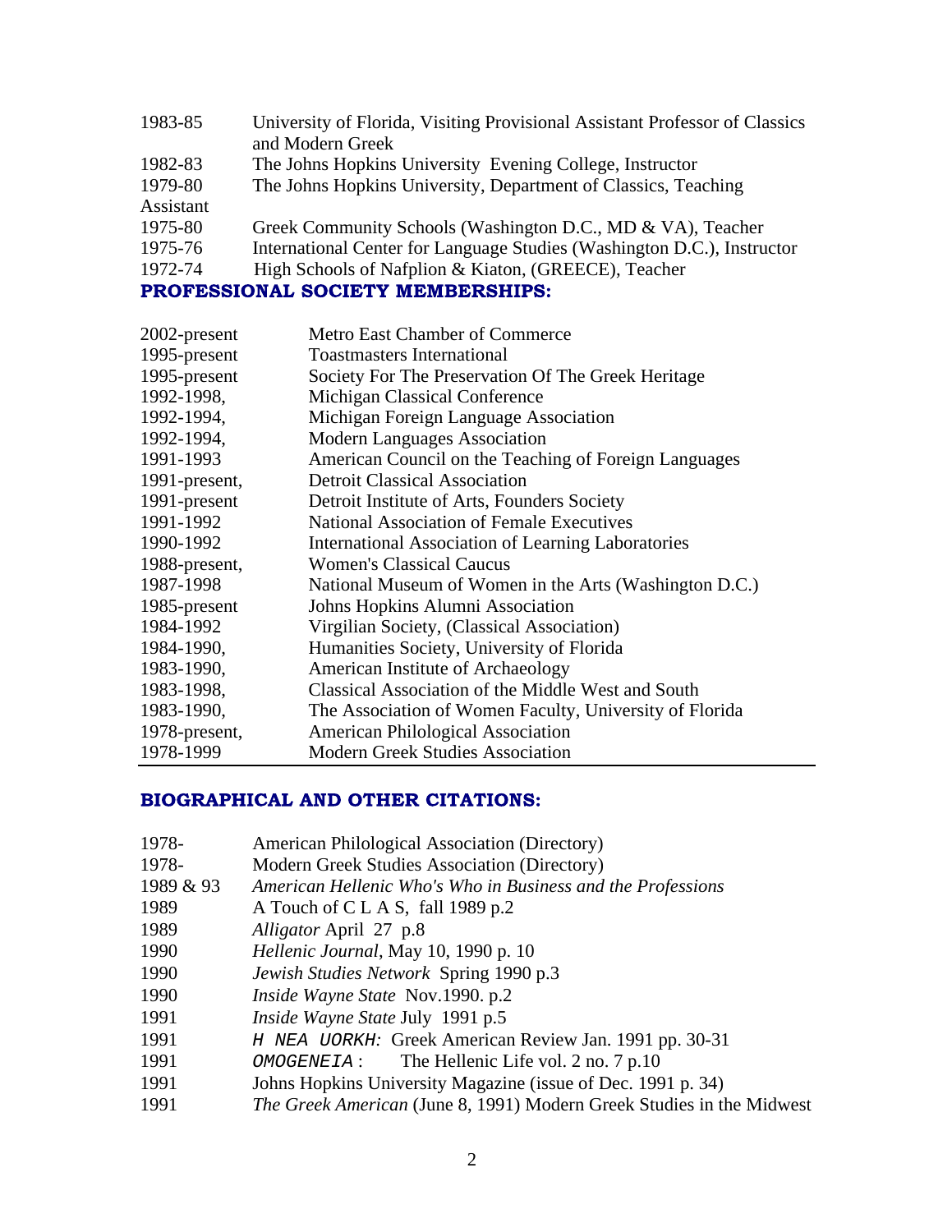| | |
|---|---|
| 1983-85 | University of Florida, Visiting Provisional Assistant Professor of Classics and Modern Greek |
| 1982-83 | The Johns Hopkins University Evening College, Instructor |
| 1979-80 | The Johns Hopkins University, Department of Classics, Teaching Assistant |
| 1975-80 | Greek Community Schools (Washington D.C., MD & VA), Teacher |
| 1975-76 | International Center for Language Studies (Washington D.C.), Instructor |
| 1972-74 | High Schools of Nafplion & Kiaton, (GREECE), Teacher |

## PROFESSIONAL SOCIETY MEMBERSHIPS:

| | |
|---|---|
| 2002-present | Metro East Chamber of Commerce |
| 1995-present | Toastmasters International |
| 1995-present | Society For The Preservation Of The Greek Heritage |
| 1992-1998, | Michigan Classical Conference |
| 1992-1994, | Michigan Foreign Language Association |
| 1992-1994, | Modern Languages Association |
| 1991-1993 | American Council on the Teaching of Foreign Languages |
| 1991-present, | Detroit Classical Association |
| 1991-present | Detroit Institute of Arts, Founders Society |
| 1991-1992 | National Association of Female Executives |
| 1990-1992 | International Association of Learning Laboratories |
| 1988-present, | Women's Classical Caucus |
| 1987-1998 | National Museum of Women in the Arts (Washington D.C.) |
| 1985-present | Johns Hopkins Alumni Association |
| 1984-1992 | Virgilian Society, (Classical Association) |
| 1984-1990, | Humanities Society, University of Florida |
| 1983-1990, | American Institute of Archaeology |
| 1983-1998, | Classical Association of the Middle West and South |
| 1983-1990, | The Association of Women Faculty, University of Florida |
| 1978-present, | American Philological Association |
| 1978-1999 | Modern Greek Studies Association |

## BIOGRAPHICAL AND OTHER CITATIONS:

| | |
|---|---|
| 1978- | American Philological Association (Directory) |
| 1978- | Modern Greek Studies Association (Directory) |
| 1989 & 93 | *American Hellenic Who's Who in Business and the Professions* |
| 1989 | A Touch of C L A S, fall 1989 p.2 |
| 1989 | *Alligator* April 27 p.8 |
| 1990 | *Hellenic Journal*, May 10, 1990 p. 10 |
| 1990 | *Jewish Studies Network* Spring 1990 p.3 |
| 1990 | *Inside Wayne State* Nov.1990. p.2 |
| 1991 | *Inside Wayne State* July 1991 p.5 |
| 1991 | *H NEA UORKH:* Greek American Review Jan. 1991 pp. 30-31 |
| 1991 | *OMOGENEIA* : The Hellenic Life vol. 2 no. 7 p.10 |
| 1991 | Johns Hopkins University Magazine (issue of Dec. 1991 p. 34) |
| 1991 | *The Greek American* (June 8, 1991) Modern Greek Studies in the Midwest |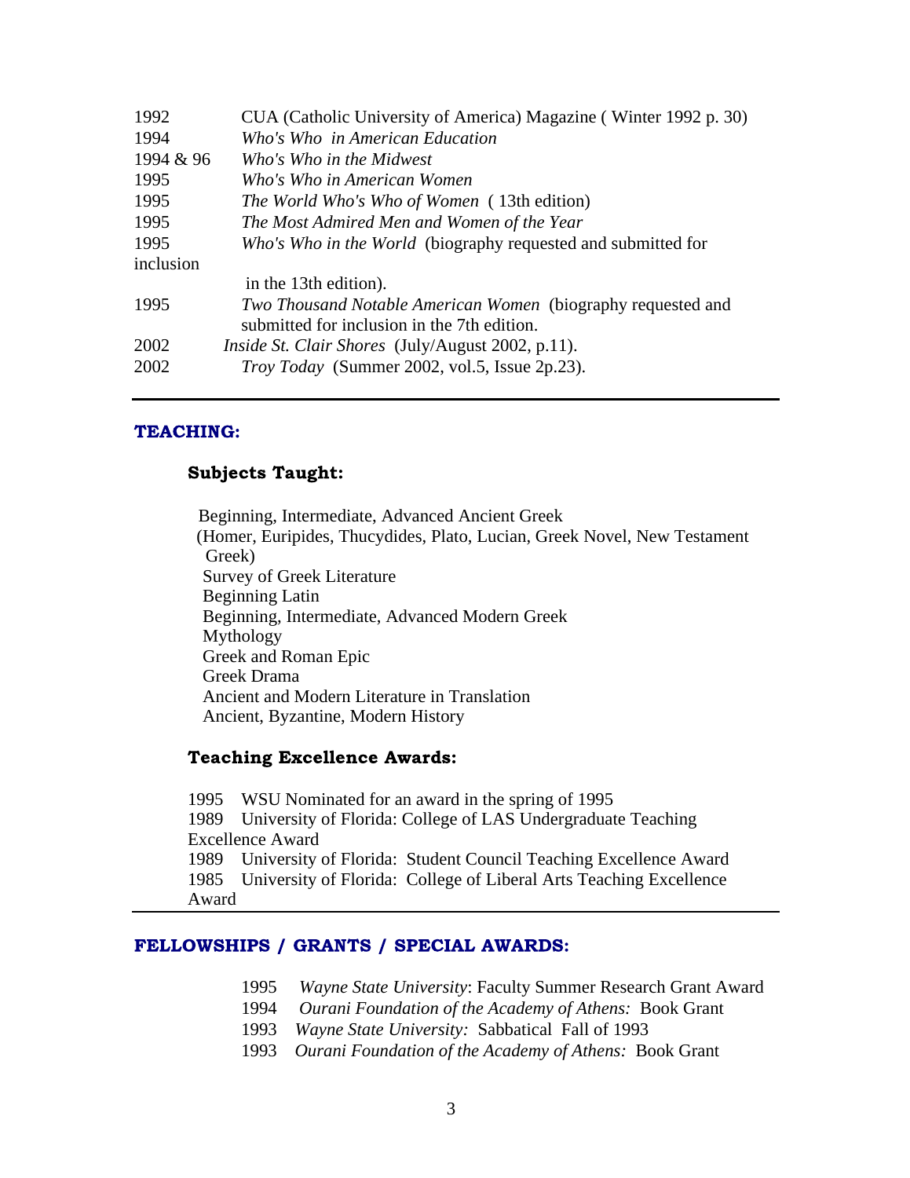1992 CUA (Catholic University of America) Magazine ( Winter 1992 p. 30)
1994 *Who's Who in American Education*
1994 & 96 *Who's Who in the Midwest*
1995 *Who's Who in American Women*
1995 *The World Who's Who of Women* ( 13th edition)
1995 *The Most Admired Men and Women of the Year*
1995 *Who's Who in the World* (biography requested and submitted for inclusion in the 13th edition).
1995 *Two Thousand Notable American Women* (biography requested and submitted for inclusion in the 7th edition.
2002 *Inside St. Clair Shores* (July/August 2002, p.11).
2002 *Troy Today* (Summer 2002, vol.5, Issue 2p.23).

---

## TEACHING:

### Subjects Taught:

Beginning, Intermediate, Advanced Ancient Greek
(Homer, Euripides, Thucydides, Plato, Lucian, Greek Novel, New Testament Greek)
Survey of Greek Literature
Beginning Latin
Beginning, Intermediate, Advanced Modern Greek
Mythology
Greek and Roman Epic
Greek Drama
Ancient and Modern Literature in Translation
Ancient, Byzantine, Modern History

### Teaching Excellence Awards:

1995 WSU Nominated for an award in the spring of 1995
1989 University of Florida: College of LAS Undergraduate Teaching Excellence Award
1989 University of Florida: Student Council Teaching Excellence Award
1985 University of Florida: College of Liberal Arts Teaching Excellence Award

---

## FELLOWSHIPS / GRANTS / SPECIAL AWARDS:

1995 *Wayne State University*: Faculty Summer Research Grant Award
1994 *Ourani Foundation of the Academy of Athens:* Book Grant
1993 *Wayne State University:* Sabbatical Fall of 1993
1993 *Ourani Foundation of the Academy of Athens:* Book Grant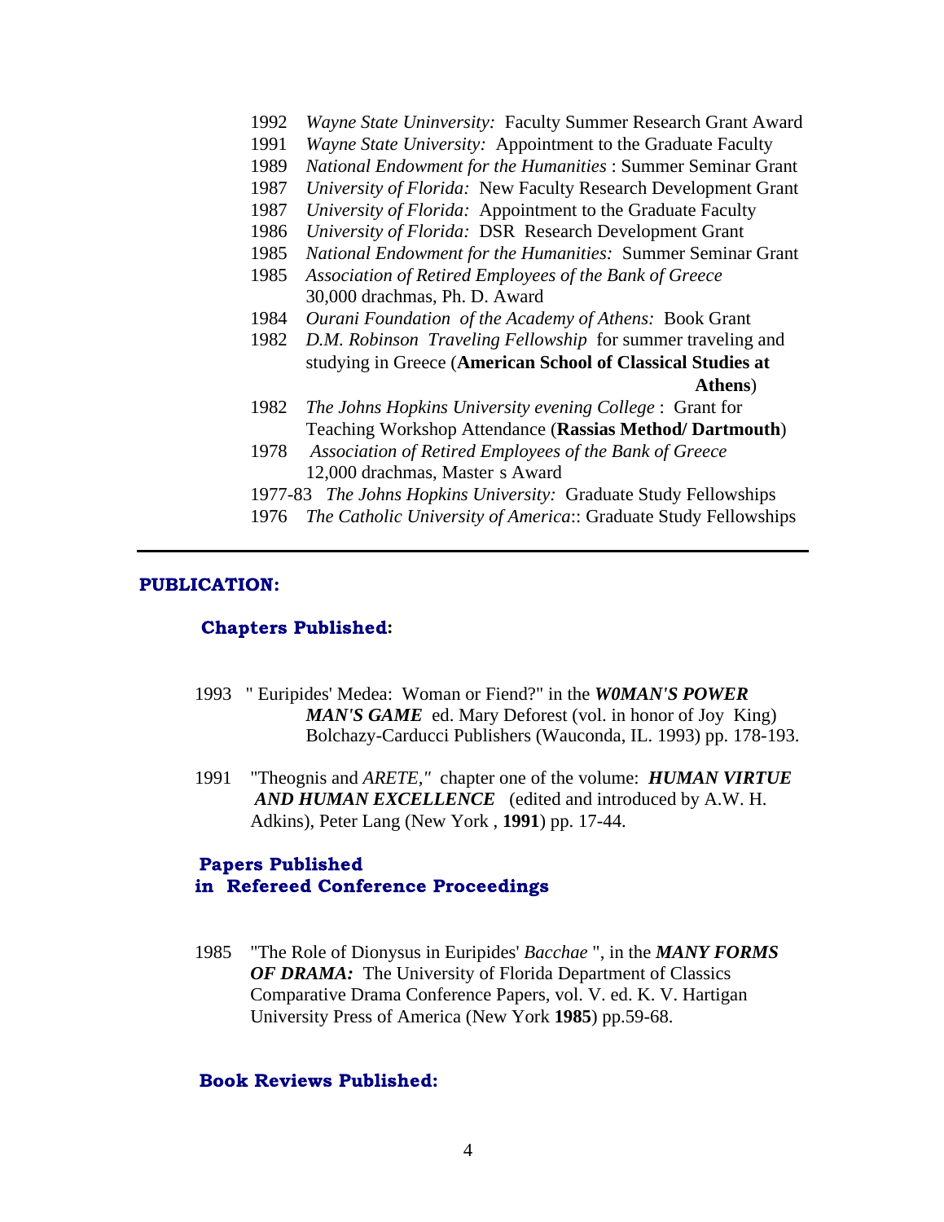1992 *Wayne State Uninversity:* Faculty Summer Research Grant Award
1991 *Wayne State University:* Appointment to the Graduate Faculty
1989 *National Endowment for the Humanities* : Summer Seminar Grant
1987 *University of Florida:* New Faculty Research Development Grant
1987 *University of Florida:* Appointment to the Graduate Faculty
1986 *University of Florida:* DSR Research Development Grant
1985 *National Endowment for the Humanities:* Summer Seminar Grant
1985 *Association of Retired Employees of the Bank of Greece*
30,000 drachmas, Ph. D. Award
1984 *Ourani Foundation of the Academy of Athens:* Book Grant
1982 *D.M. Robinson Traveling Fellowship* for summer traveling and studying in Greece (**American School of Classical Studies at Athens**)
1982 *The Johns Hopkins University evening College* : Grant for Teaching Workshop Attendance (**Rassias Method/ Dartmouth**)
1978 *Association of Retired Employees of the Bank of Greece*
12,000 drachmas, Master s Award
1977-83 *The Johns Hopkins University:* Graduate Study Fellowships
1976 *The Catholic University of America*:: Graduate Study Fellowships

---

## PUBLICATION:

### Chapters Published:

1993 " Euripides' Medea: Woman or Fiend?" in the ***W0MAN'S POWER MAN'S GAME*** ed. Mary Deforest (vol. in honor of Joy King) Bolchazy-Carducci Publishers (Wauconda, IL. 1993) pp. 178-193.

1991 "Theognis and *ARETE,"* chapter one of the volume: ***HUMAN VIRTUE AND HUMAN EXCELLENCE*** (edited and introduced by A.W. H. Adkins), Peter Lang (New York , **1991**) pp. 17-44.

### Papers Published in Refereed Conference Proceedings

1985 "The Role of Dionysus in Euripides' *Bacchae* ", in the ***MANY FORMS OF DRAMA:*** The University of Florida Department of Classics Comparative Drama Conference Papers, vol. V. ed. K. V. Hartigan University Press of America (New York **1985**) pp.59-68.

### Book Reviews Published: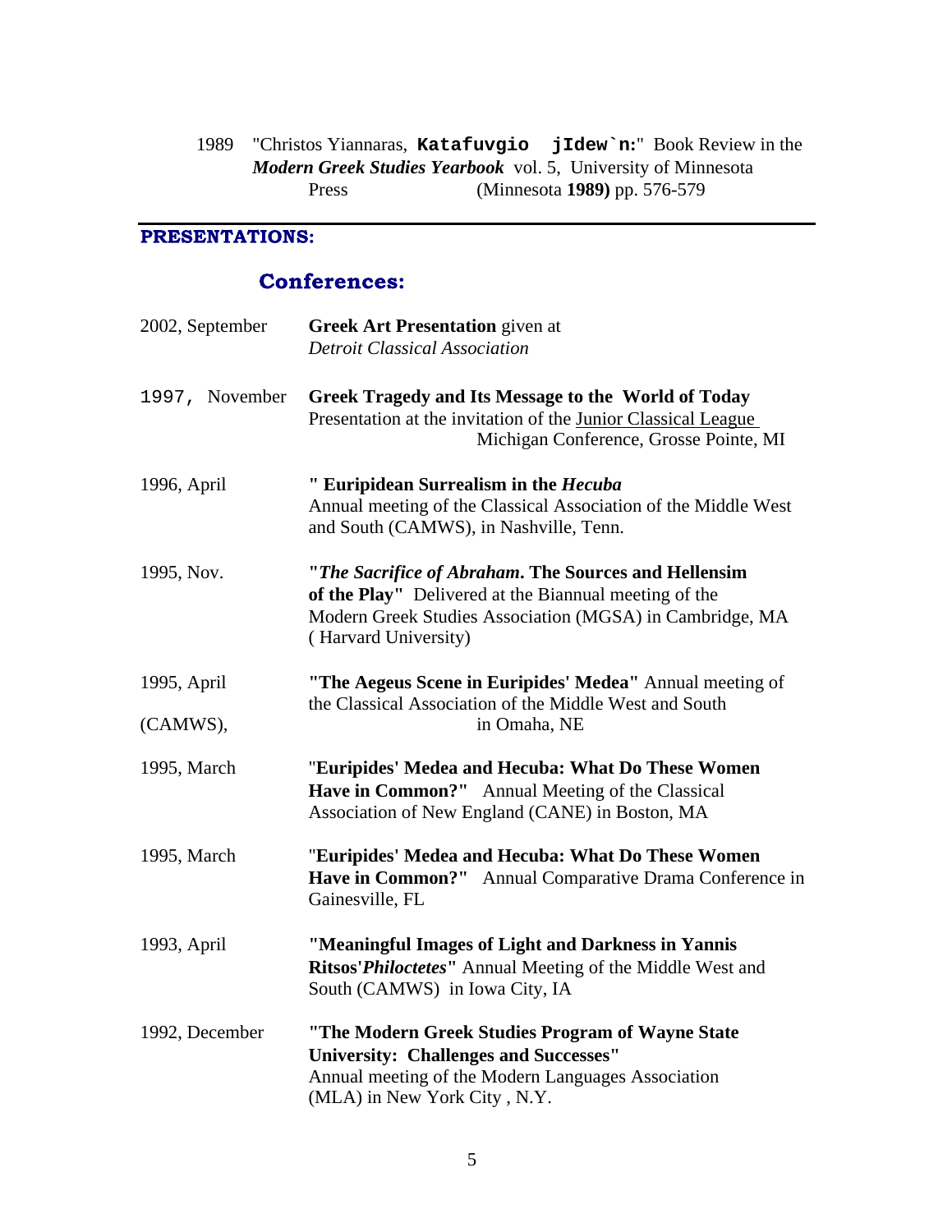1989 "Christos Yiannaras, **Katafuvgio jIdew`n:**" Book Review in the *Modern Greek Studies Yearbook* vol. 5, University of Minnesota Press (Minnesota **1989)** pp. 576-579

---

## PRESENTATIONS:

### Conferences:

2002, September — **Greek Art Presentation** given at *Detroit Classical Association*

1997, November — **Greek Tragedy and Its Message to the World of Today** Presentation at the invitation of the Junior Classical League Michigan Conference, Grosse Pointe, MI

1996, April — **" Euripidean Surrealism in the *Hecuba*** Annual meeting of the Classical Association of the Middle West and South (CAMWS), in Nashville, Tenn.

1995, Nov. — **"*The Sacrifice of Abraham*. The Sources and Hellensim of the Play"** Delivered at the Biannual meeting of the Modern Greek Studies Association (MGSA) in Cambridge, MA ( Harvard University)

1995, April — **"The Aegeus Scene in Euripides' Medea"** Annual meeting of the Classical Association of the Middle West and South (CAMWS), in Omaha, NE

1995, March — "**Euripides' Medea and Hecuba: What Do These Women Have in Common?"** Annual Meeting of the Classical Association of New England (CANE) in Boston, MA

1995, March — "**Euripides' Medea and Hecuba: What Do These Women Have in Common?"** Annual Comparative Drama Conference in Gainesville, FL

1993, April — **"Meaningful Images of Light and Darkness in Yannis Ritsos'*Philoctetes*"** Annual Meeting of the Middle West and South (CAMWS) in Iowa City, IA

1992, December — **"The Modern Greek Studies Program of Wayne State University: Challenges and Successes"** Annual meeting of the Modern Languages Association (MLA) in New York City , N.Y.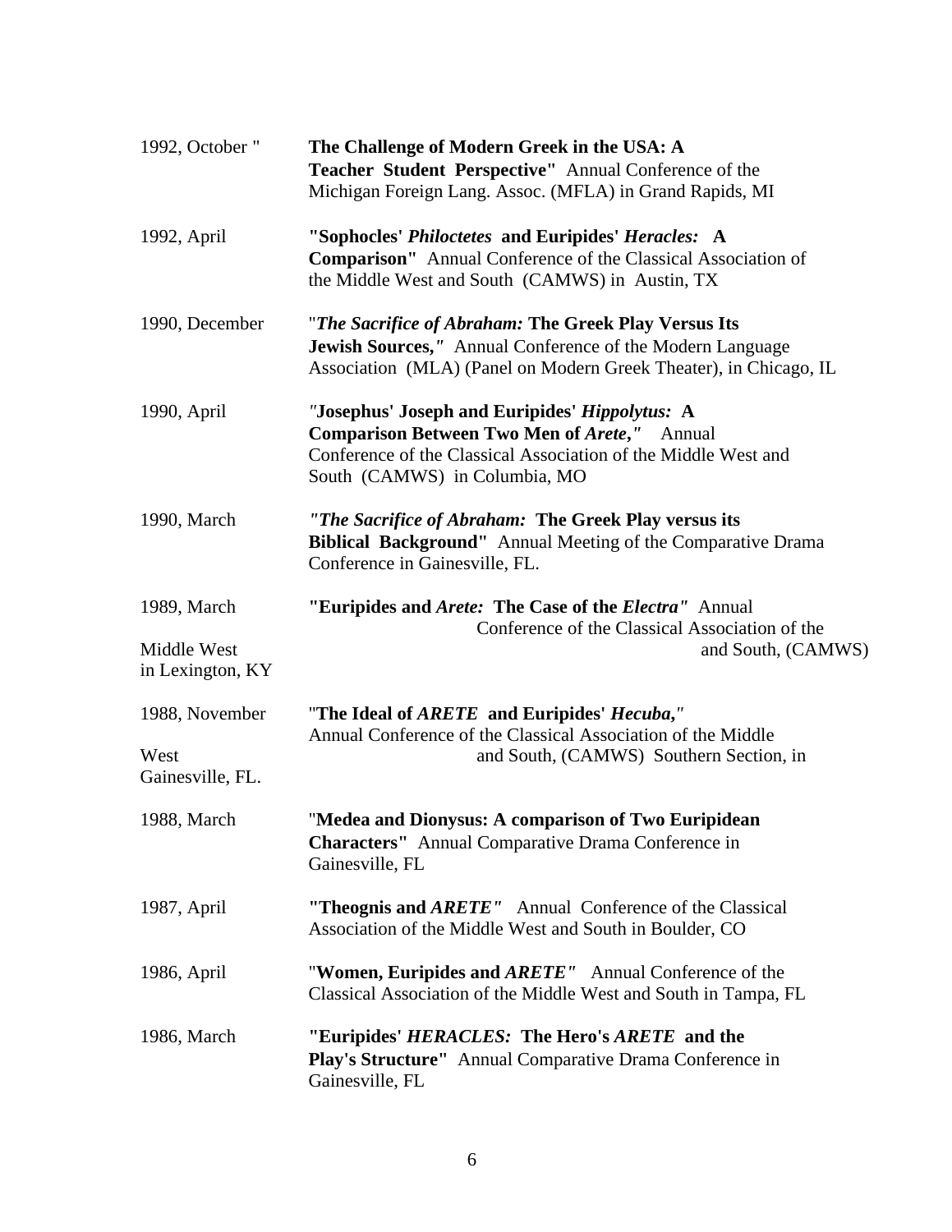1992, October " **The Challenge of Modern Greek in the USA: A Teacher Student Perspective"** Annual Conference of the Michigan Foreign Lang. Assoc. (MFLA) in Grand Rapids, MI

1992, April **"Sophocles' *Philoctetes* and Euripides' *Heracles:* A Comparison"** Annual Conference of the Classical Association of the Middle West and South (CAMWS) in Austin, TX

1990, December "***The Sacrifice of Abraham:* The Greek Play Versus Its Jewish Sources,"** Annual Conference of the Modern Language Association (MLA) (Panel on Modern Greek Theater), in Chicago, IL

1990, April *"***Josephus' Joseph and Euripides' *Hippolytus:* A Comparison Between Two Men of *Arete*,"** Annual Conference of the Classical Association of the Middle West and South (CAMWS) in Columbia, MO

1990, March ***"The Sacrifice of Abraham:* The Greek Play versus its Biblical Background"** Annual Meeting of the Comparative Drama Conference in Gainesville, FL.

1989, March **"Euripides and *Arete:* The Case of the *Electra"*** Annual Conference of the Classical Association of the Middle West and South, (CAMWS) in Lexington, KY

1988, November "**The Ideal of *ARETE* and Euripides' *Hecuba*,"** Annual Conference of the Classical Association of the Middle West and South, (CAMWS) Southern Section, in Gainesville, FL.

1988, March "**Medea and Dionysus: A comparison of Two Euripidean Characters"** Annual Comparative Drama Conference in Gainesville, FL

1987, April **"Theognis and *ARETE"*** Annual Conference of the Classical Association of the Middle West and South in Boulder, CO

1986, April "**Women, Euripides and *ARETE"*** Annual Conference of the Classical Association of the Middle West and South in Tampa, FL

1986, March **"Euripides' *HERACLES:* The Hero's *ARETE* and the Play's Structure"** Annual Comparative Drama Conference in Gainesville, FL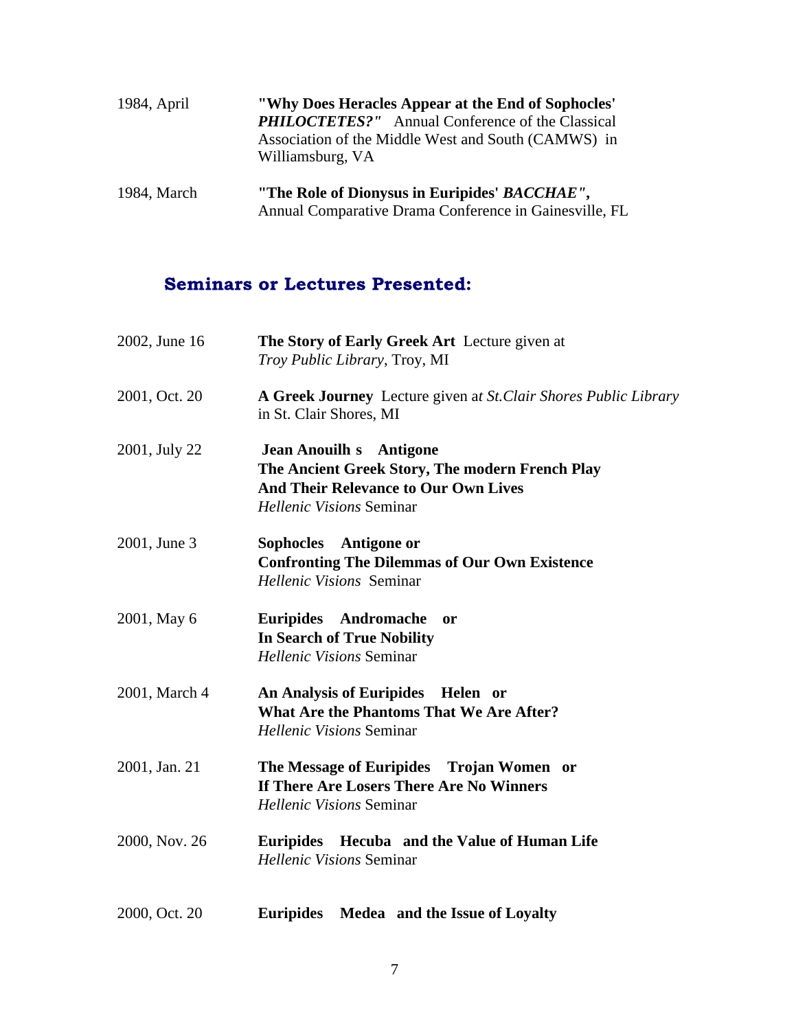| | |
|---|---|
| 1984, April | **"Why Does Heracles Appear at the End of Sophocles' *PHILOCTETES?*"** Annual Conference of the Classical Association of the Middle West and South (CAMWS) in Williamsburg, VA |
| 1984, March | **"The Role of Dionysus in Euripides' *BACCHAE*",** Annual Comparative Drama Conference in Gainesville, FL |

## Seminars or Lectures Presented:

| | |
|---|---|
| 2002, June 16 | **The Story of Early Greek Art** Lecture given at *Troy Public Library*, Troy, MI |
| 2001, Oct. 20 | **A Greek Journey** Lecture given a*t St.Clair Shores Public Library* in St. Clair Shores, MI |
| 2001, July 22 | **Jean Anouilh s Antigone The Ancient Greek Story, The modern French Play And Their Relevance to Our Own Lives** *Hellenic Visions* Seminar |
| 2001, June 3 | **Sophocles Antigone or Confronting The Dilemmas of Our Own Existence** *Hellenic Visions* Seminar |
| 2001, May 6 | **Euripides Andromache or In Search of True Nobility** *Hellenic Visions* Seminar |
| 2001, March 4 | **An Analysis of Euripides Helen or What Are the Phantoms That We Are After?** *Hellenic Visions* Seminar |
| 2001, Jan. 21 | **The Message of Euripides Trojan Women or If There Are Losers There Are No Winners** *Hellenic Visions* Seminar |
| 2000, Nov. 26 | **Euripides Hecuba and the Value of Human Life** *Hellenic Visions* Seminar |
| 2000, Oct. 20 | **Euripides Medea and the Issue of Loyalty** |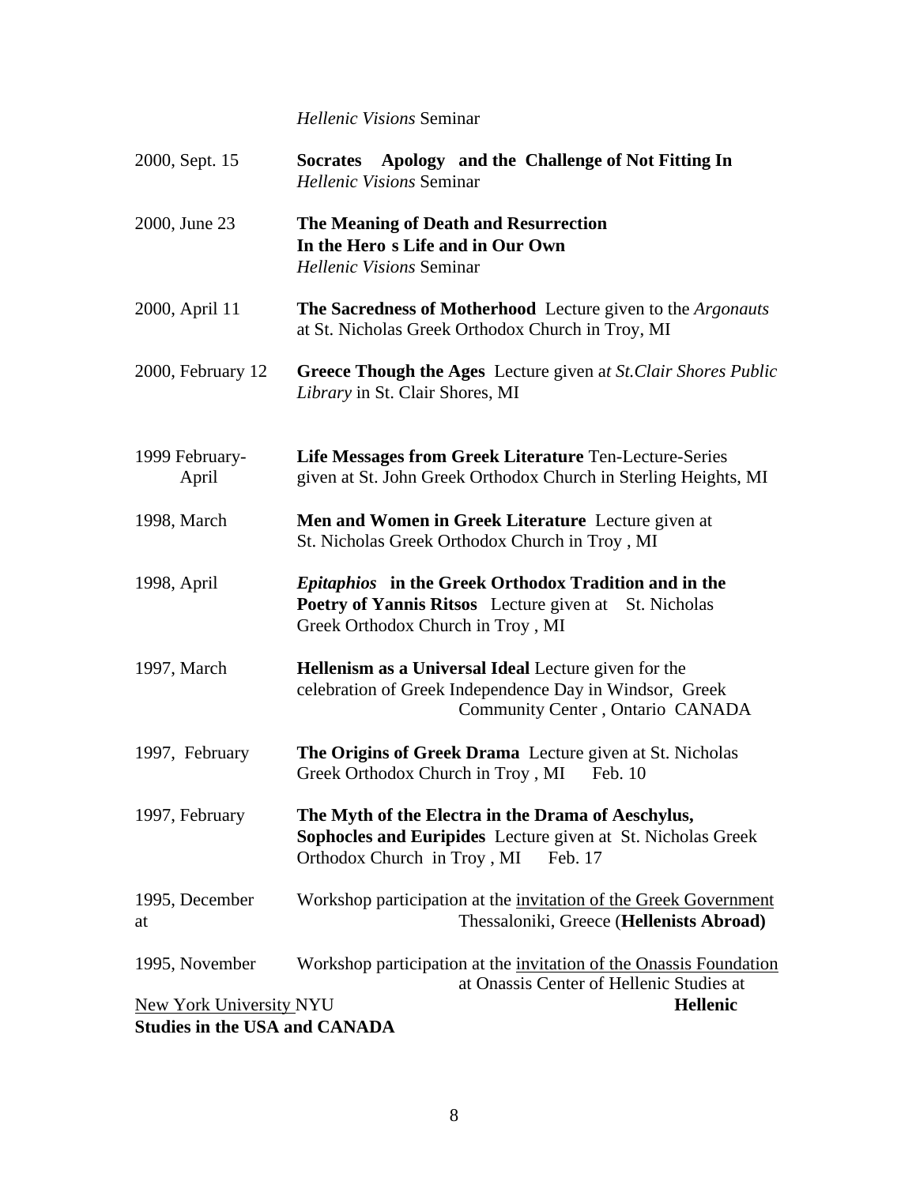*Hellenic Visions* Seminar

2000, Sept. 15 — **Socrates Apology and the Challenge of Not Fitting In**
*Hellenic Visions* Seminar

2000, June 23 — **The Meaning of Death and Resurrection In the Hero s Life and in Our Own**
*Hellenic Visions* Seminar

2000, April 11 — **The Sacredness of Motherhood** Lecture given to the *Argonauts* at St. Nicholas Greek Orthodox Church in Troy, MI

2000, February 12 — **Greece Though the Ages** Lecture given a*t St.Clair Shores Public Library* in St. Clair Shores, MI

1999 February-April — **Life Messages from Greek Literature** Ten-Lecture-Series given at St. John Greek Orthodox Church in Sterling Heights, MI

1998, March — **Men and Women in Greek Literature** Lecture given at St. Nicholas Greek Orthodox Church in Troy , MI

1998, April — ***Epitaphios* in the Greek Orthodox Tradition and in the Poetry of Yannis Ritsos** Lecture given at St. Nicholas Greek Orthodox Church in Troy , MI

1997, March — **Hellenism as a Universal Ideal** Lecture given for the celebration of Greek Independence Day in Windsor, Greek Community Center , Ontario CANADA

1997, February — **The Origins of Greek Drama** Lecture given at St. Nicholas Greek Orthodox Church in Troy , MI Feb. 10

1997, February — **The Myth of the Electra in the Drama of Aeschylus, Sophocles and Euripides** Lecture given at St. Nicholas Greek Orthodox Church in Troy , MI Feb. 17

1995, December — Workshop participation at the invitation of the Greek Government at Thessaloniki, Greece (**Hellenists Abroad)**

1995, November — Workshop participation at the invitation of the Onassis Foundation at Onassis Center of Hellenic Studies at New York University NYU **Hellenic Studies in the USA and CANADA**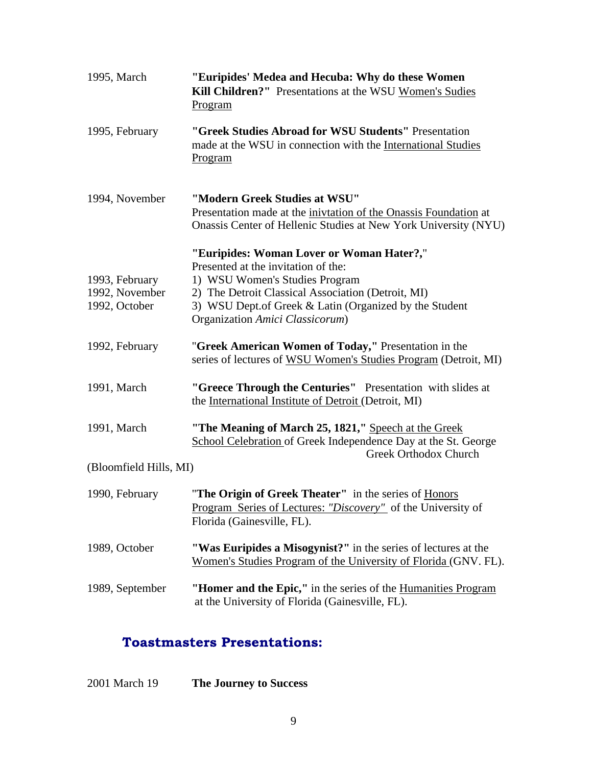1995, March — **"Euripides' Medea and Hecuba: Why do these Women Kill Children?"** Presentations at the WSU Women's Sudies Program

1995, February — **"Greek Studies Abroad for WSU Students"** Presentation made at the WSU in connection with the International Studies Program

1994, November — **"Modern Greek Studies at WSU"** Presentation made at the inivtation of the Onassis Foundation at Onassis Center of Hellenic Studies at New York University (NYU)

**"Euripides: Woman Lover or Woman Hater?,"** Presented at the invitation of the:

- 1993, February — 1) WSU Women's Studies Program
- 1992, November — 2) The Detroit Classical Association (Detroit, MI)
- 1992, October — 3) WSU Dept.of Greek & Latin (Organized by the Student Organization *Amici Classicorum*)

1992, February — "**Greek American Women of Today,"** Presentation in the series of lectures of WSU Women's Studies Program (Detroit, MI)

1991, March — **"Greece Through the Centuries"** Presentation with slides at the International Institute of Detroit (Detroit, MI)

1991, March — **"The Meaning of March 25, 1821,"** Speech at the Greek School Celebration of Greek Independence Day at the St. George Greek Orthodox Church (Bloomfield Hills, MI)

1990, February — "**The Origin of Greek Theater"** in the series of Honors Program Series of Lectures: *"Discovery"* of the University of Florida (Gainesville, FL).

1989, October — **"Was Euripides a Misogynist?"** in the series of lectures at the Women's Studies Program of the University of Florida (GNV. FL).

1989, September — **"Homer and the Epic,"** in the series of the Humanities Program at the University of Florida (Gainesville, FL).

## Toastmasters Presentations:

2001 March 19 — **The Journey to Success**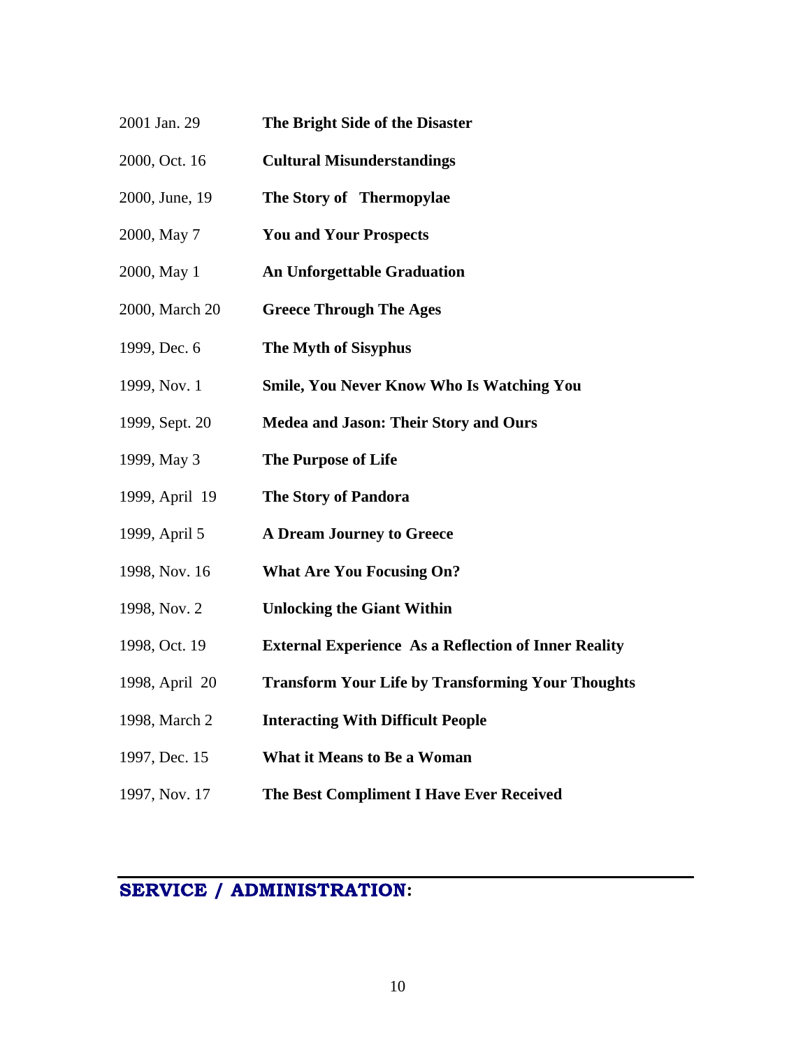| | |
|---|---|
| 2001 Jan. 29 | **The Bright Side of the Disaster** |
| 2000, Oct. 16 | **Cultural Misunderstandings** |
| 2000, June, 19 | **The Story of Thermopylae** |
| 2000, May 7 | **You and Your Prospects** |
| 2000, May 1 | **An Unforgettable Graduation** |
| 2000, March 20 | **Greece Through The Ages** |
| 1999, Dec. 6 | **The Myth of Sisyphus** |
| 1999, Nov. 1 | **Smile, You Never Know Who Is Watching You** |
| 1999, Sept. 20 | **Medea and Jason: Their Story and Ours** |
| 1999, May 3 | **The Purpose of Life** |
| 1999, April 19 | **The Story of Pandora** |
| 1999, April 5 | **A Dream Journey to Greece** |
| 1998, Nov. 16 | **What Are You Focusing On?** |
| 1998, Nov. 2 | **Unlocking the Giant Within** |
| 1998, Oct. 19 | **External Experience As a Reflection of Inner Reality** |
| 1998, April 20 | **Transform Your Life by Transforming Your Thoughts** |
| 1998, March 2 | **Interacting With Difficult People** |
| 1997, Dec. 15 | **What it Means to Be a Woman** |
| 1997, Nov. 17 | **The Best Compliment I Have Ever Received** |

## SERVICE / ADMINISTRATION: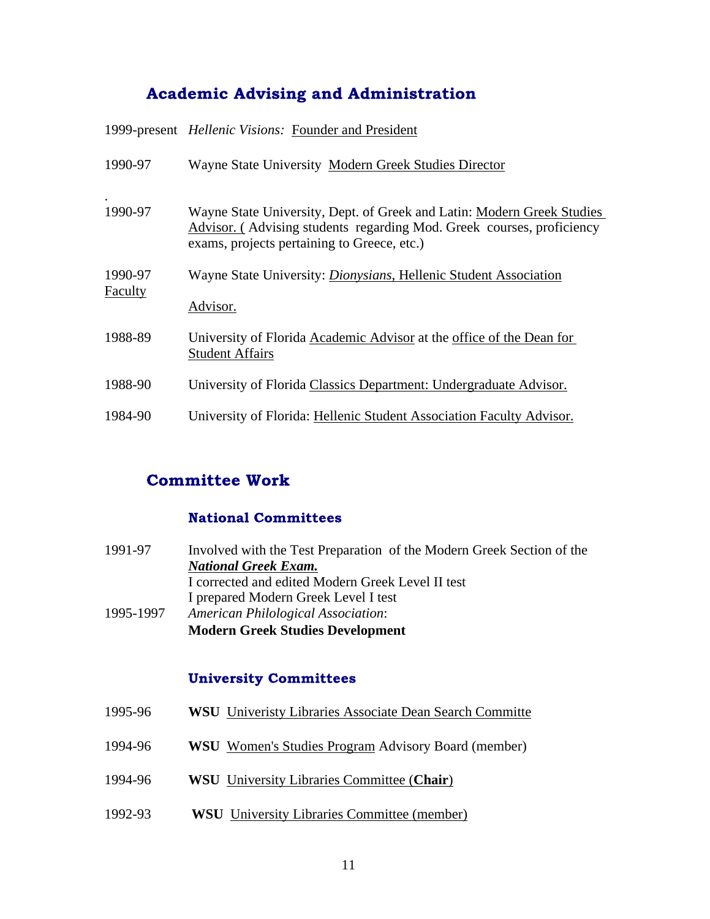## Academic Advising and Administration

1999-present *Hellenic Visions:* Founder and President

1990-97 Wayne State University Modern Greek Studies Director

.

1990-97 Wayne State University, Dept. of Greek and Latin: Modern Greek Studies Advisor. ( Advising students regarding Mod. Greek courses, proficiency exams, projects pertaining to Greece, etc.)

1990-97 Wayne State University: *Dionysians,* Hellenic Student Association Faculty Advisor.

1988-89 University of Florida Academic Advisor at the office of the Dean for Student Affairs

1988-90 University of Florida Classics Department: Undergraduate Advisor.

1984-90 University of Florida: Hellenic Student Association Faculty Advisor.

## Committee Work

### National Committees

1991-97 Involved with the Test Preparation of the Modern Greek Section of the ***National Greek Exam.***
I corrected and edited Modern Greek Level II test
I prepared Modern Greek Level I test

1995-1997 *American Philological Association*:
**Modern Greek Studies Development**

### University Committees

1995-96 **WSU** Univeristy Libraries Associate Dean Search Committe

1994-96 **WSU** Women's Studies Program Advisory Board (member)

1994-96 **WSU** University Libraries Committee (**Chair**)

1992-93 **WSU** University Libraries Committee (member)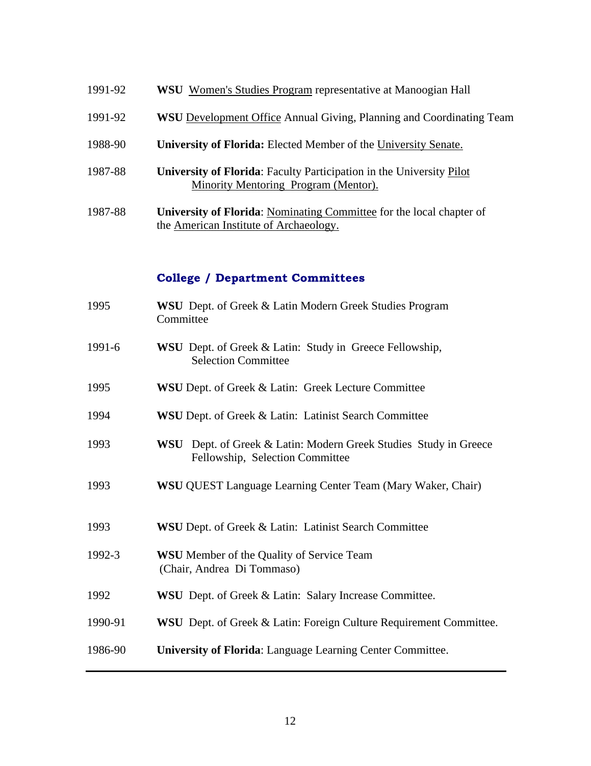1991-92 **WSU** Women's Studies Program representative at Manoogian Hall

1991-92 **WSU** Development Office Annual Giving, Planning and Coordinating Team

1988-90 **University of Florida:** Elected Member of the University Senate.

1987-88 **University of Florida**: Faculty Participation in the University Pilot Minority Mentoring Program (Mentor).

1987-88 **University of Florida**: Nominating Committee for the local chapter of the American Institute of Archaeology.

## College / Department Committees

1995 **WSU** Dept. of Greek & Latin Modern Greek Studies Program Committee

1991-6 **WSU** Dept. of Greek & Latin: Study in Greece Fellowship, Selection Committee

1995 **WSU** Dept. of Greek & Latin: Greek Lecture Committee

1994 **WSU** Dept. of Greek & Latin: Latinist Search Committee

1993 **WSU** Dept. of Greek & Latin: Modern Greek Studies Study in Greece Fellowship, Selection Committee

1993 **WSU** QUEST Language Learning Center Team (Mary Waker, Chair)

1993 **WSU** Dept. of Greek & Latin: Latinist Search Committee

1992-3 **WSU** Member of the Quality of Service Team (Chair, Andrea Di Tommaso)

1992 **WSU** Dept. of Greek & Latin: Salary Increase Committee.

1990-91 **WSU** Dept. of Greek & Latin: Foreign Culture Requirement Committee.

1986-90 **University of Florida**: Language Learning Center Committee.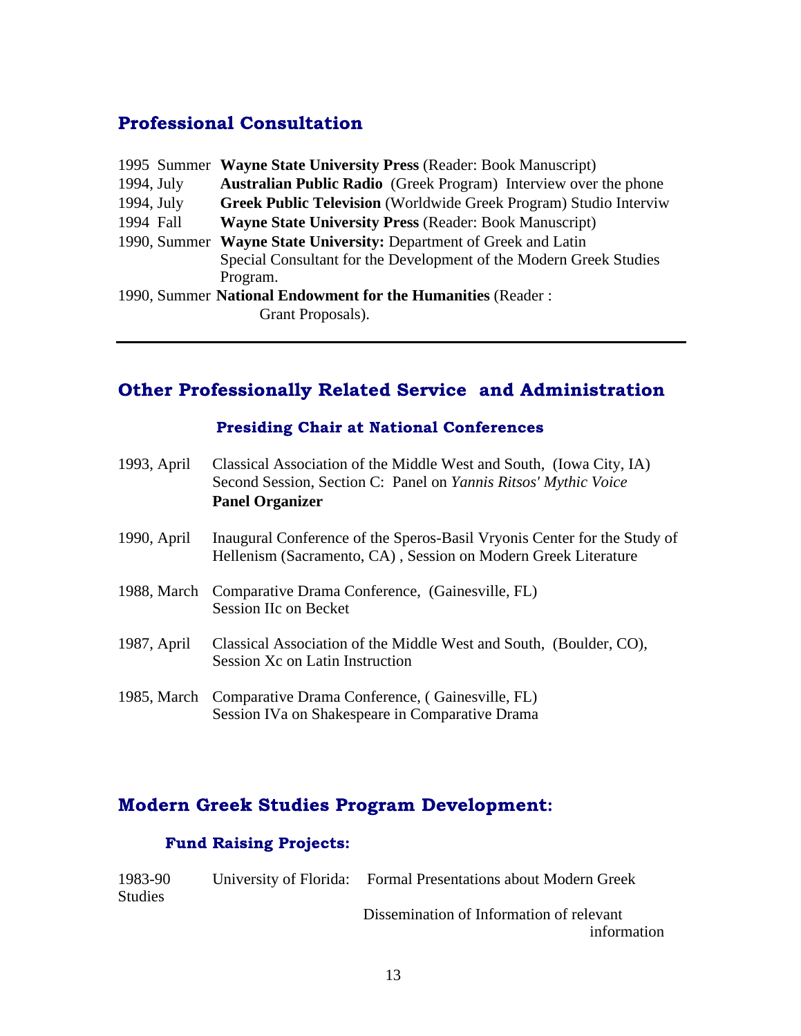## Professional Consultation

1995 Summer **Wayne State University Press** (Reader: Book Manuscript)
1994, July **Australian Public Radio** (Greek Program) Interview over the phone
1994, July **Greek Public Television** (Worldwide Greek Program) Studio Interviw
1994 Fall **Wayne State University Press** (Reader: Book Manuscript)
1990, Summer **Wayne State University:** Department of Greek and Latin
Special Consultant for the Development of the Modern Greek Studies Program.
1990, Summer **National Endowment for the Humanities** (Reader : Grant Proposals).

---

## Other Professionally Related Service and Administration

### Presiding Chair at National Conferences

1993, April Classical Association of the Middle West and South, (Iowa City, IA)
Second Session, Section C: Panel on *Yannis Ritsos' Mythic Voice*
**Panel Organizer**

1990, April Inaugural Conference of the Speros-Basil Vryonis Center for the Study of Hellenism (Sacramento, CA) , Session on Modern Greek Literature

1988, March Comparative Drama Conference, (Gainesville, FL)
Session IIc on Becket

1987, April Classical Association of the Middle West and South, (Boulder, CO),
Session Xc on Latin Instruction

1985, March Comparative Drama Conference, ( Gainesville, FL)
Session IVa on Shakespeare in Comparative Drama

## Modern Greek Studies Program Development:

### Fund Raising Projects:

1983-90 University of Florida: Formal Presentations about Modern Greek Studies

Dissemination of Information of relevant information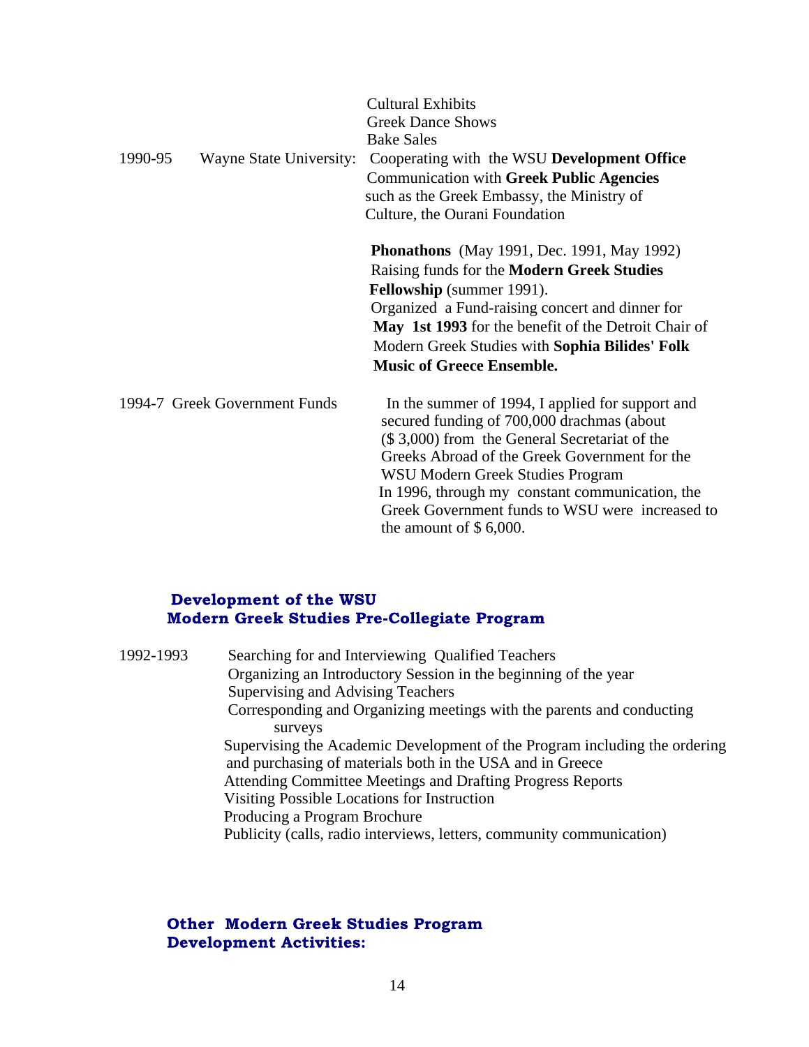Cultural Exhibits
Greek Dance Shows
Bake Sales

1990-95 Wayne State University: Cooperating with the WSU **Development Office**
Communication with **Greek Public Agencies** such as the Greek Embassy, the Ministry of Culture, the Ourani Foundation

**Phonathons** (May 1991, Dec. 1991, May 1992)
Raising funds for the **Modern Greek Studies Fellowship** (summer 1991).
Organized a Fund-raising concert and dinner for **May 1st 1993** for the benefit of the Detroit Chair of Modern Greek Studies with **Sophia Bilides' Folk Music of Greece Ensemble.**

1994-7 Greek Government Funds

In the summer of 1994, I applied for support and secured funding of 700,000 drachmas (about ($ 3,000) from the General Secretariat of the Greeks Abroad of the Greek Government for the WSU Modern Greek Studies Program
In 1996, through my constant communication, the Greek Government funds to WSU were increased to the amount of $ 6,000.

## Development of the WSU Modern Greek Studies Pre-Collegiate Program

1992-1993

Searching for and Interviewing Qualified Teachers
Organizing an Introductory Session in the beginning of the year
Supervising and Advising Teachers
Corresponding and Organizing meetings with the parents and conducting surveys
Supervising the Academic Development of the Program including the ordering and purchasing of materials both in the USA and in Greece
Attending Committee Meetings and Drafting Progress Reports
Visiting Possible Locations for Instruction
Producing a Program Brochure
Publicity (calls, radio interviews, letters, community communication)

## Other Modern Greek Studies Program Development Activities: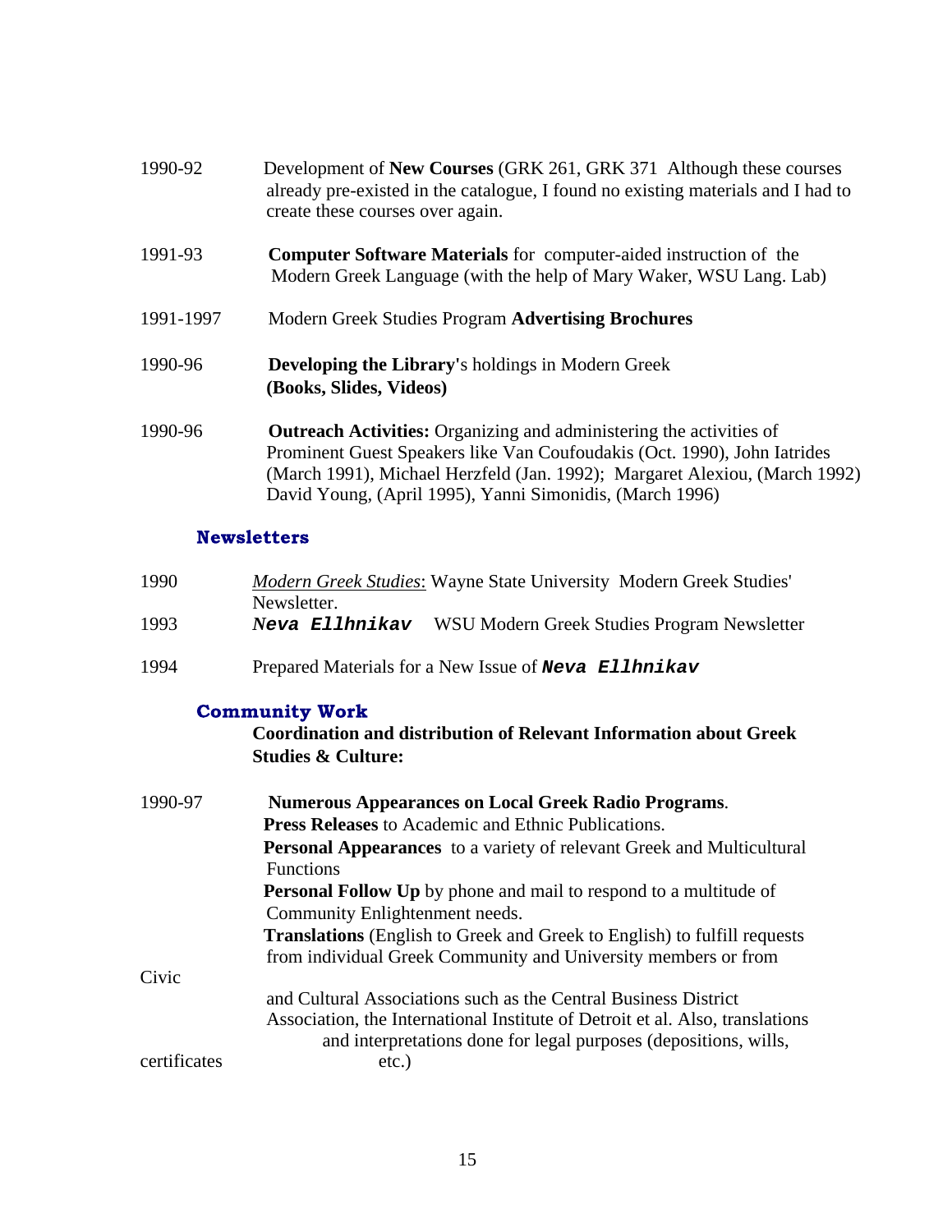1990-92 Development of **New Courses** (GRK 261, GRK 371 Although these courses already pre-existed in the catalogue, I found no existing materials and I had to create these courses over again.

1991-93 **Computer Software Materials** for computer-aided instruction of the Modern Greek Language (with the help of Mary Waker, WSU Lang. Lab)

1991-1997 Modern Greek Studies Program **Advertising Brochures**

1990-96 **Developing the Library'**s holdings in Modern Greek **(Books, Slides, Videos)**

1990-96 **Outreach Activities:** Organizing and administering the activities of Prominent Guest Speakers like Van Coufoudakis (Oct. 1990), John Iatrides (March 1991), Michael Herzfeld (Jan. 1992); Margaret Alexiou, (March 1992) David Young, (April 1995), Yanni Simonidis, (March 1996)

## Newsletters

1990 *Modern Greek Studies*: Wayne State University Modern Greek Studies' Newsletter.

1993 ***Neva Ellhnikav*** WSU Modern Greek Studies Program Newsletter

1994 Prepared Materials for a New Issue of ***Neva Ellhnikav***

## Community Work

**Coordination and distribution of Relevant Information about Greek Studies & Culture:**

1990-97 **Numerous Appearances on Local Greek Radio Programs**.
**Press Releases** to Academic and Ethnic Publications.
**Personal Appearances** to a variety of relevant Greek and Multicultural Functions
**Personal Follow Up** by phone and mail to respond to a multitude of Community Enlightenment needs.
**Translations** (English to Greek and Greek to English) to fulfill requests from individual Greek Community and University members or from Civic and Cultural Associations such as the Central Business District Association, the International Institute of Detroit et al. Also, translations and interpretations done for legal purposes (depositions, wills, certificates etc.)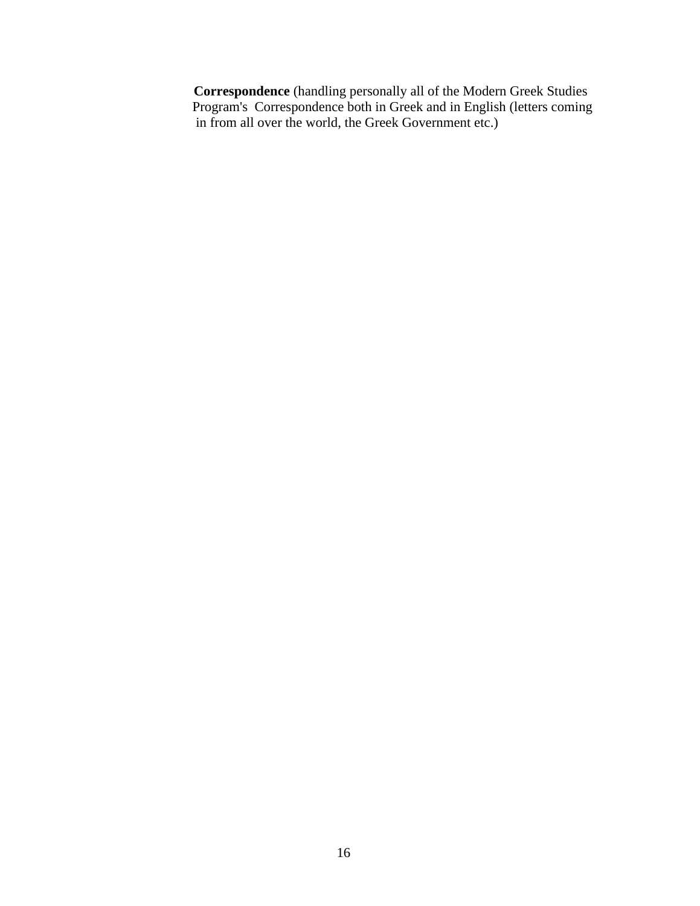**Correspondence** (handling personally all of the Modern Greek Studies Program's Correspondence both in Greek and in English (letters coming in from all over the world, the Greek Government etc.)